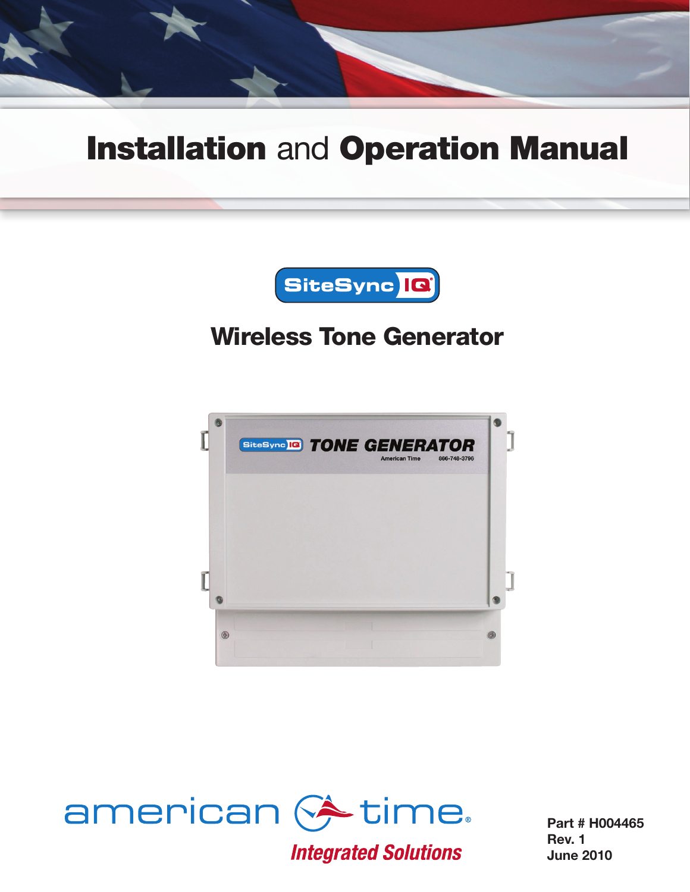# Installation and Operation Manual

SiteSync IQ

## Wireless Tone Generator

american time

*Integrated Solutions*

**Part # H004465**
**Rev. 1**
**June 2010**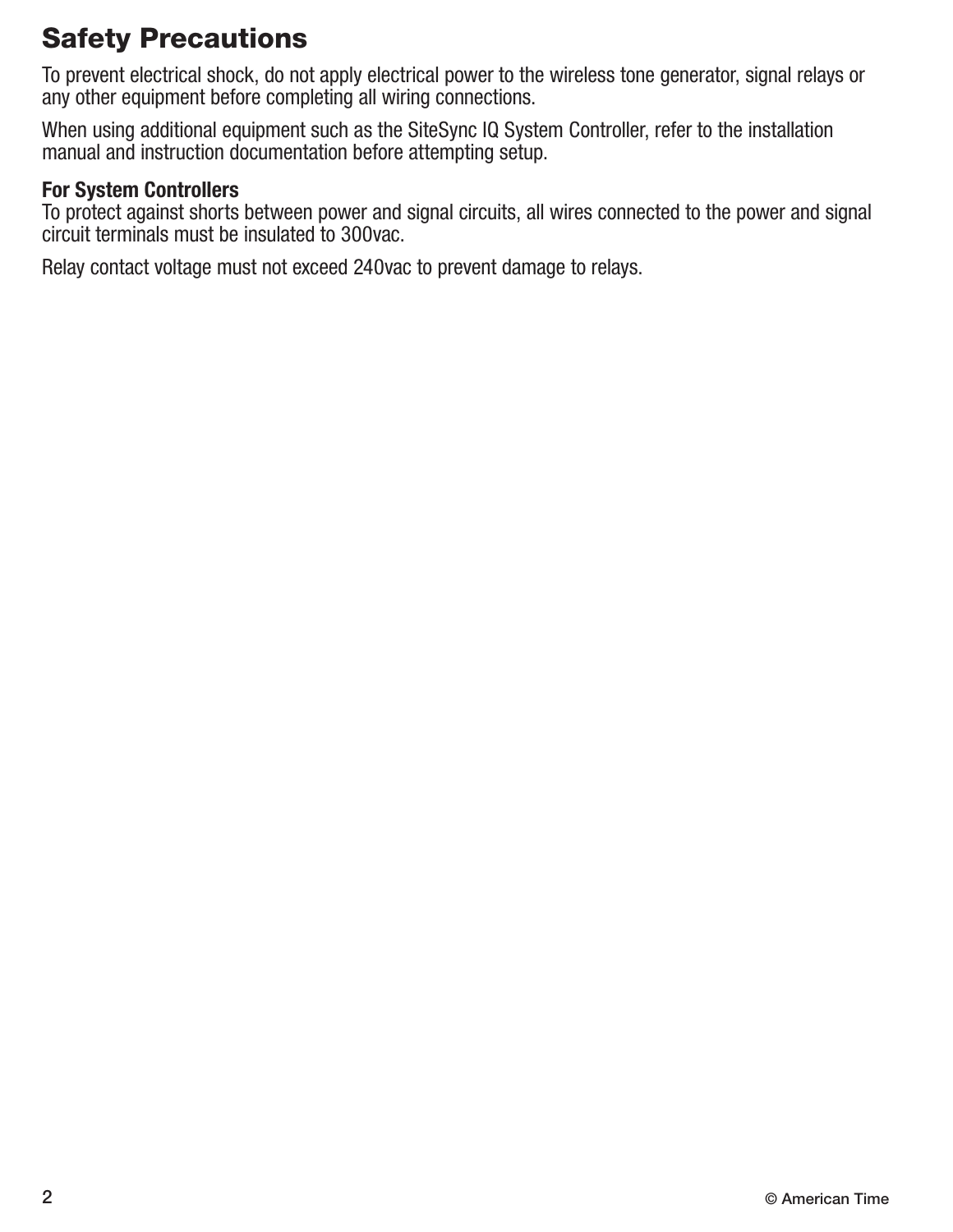# Safety Precautions

To prevent electrical shock, do not apply electrical power to the wireless tone generator, signal relays or any other equipment before completing all wiring connections.

When using additional equipment such as the SiteSync IQ System Controller, refer to the installation manual and instruction documentation before attempting setup.

**For System Controllers**

To protect against shorts between power and signal circuits, all wires connected to the power and signal circuit terminals must be insulated to 300vac.

Relay contact voltage must not exceed 240vac to prevent damage to relays.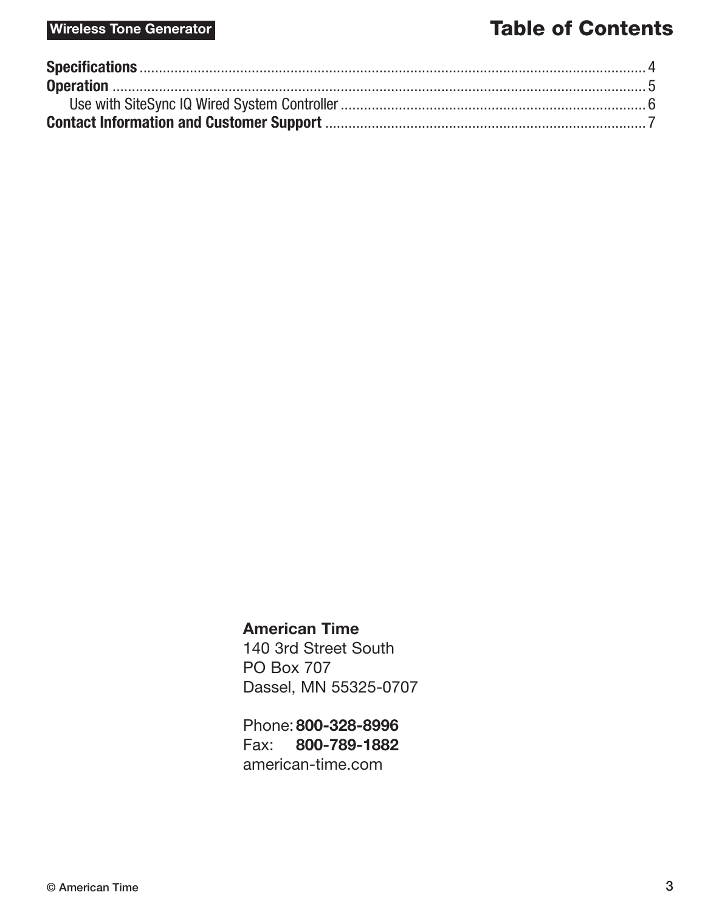# Table of Contents

**Specifications** ........................................ 4
**Operation** ........................................ 5
    Use with SiteSync IQ Wired System Controller ........................................ 6
**Contact Information and Customer Support** ........................................ 7

**American Time**
140 3rd Street South
PO Box 707
Dassel, MN 55325-0707

Phone: **800-328-8996**
Fax: **800-789-1882**
american-time.com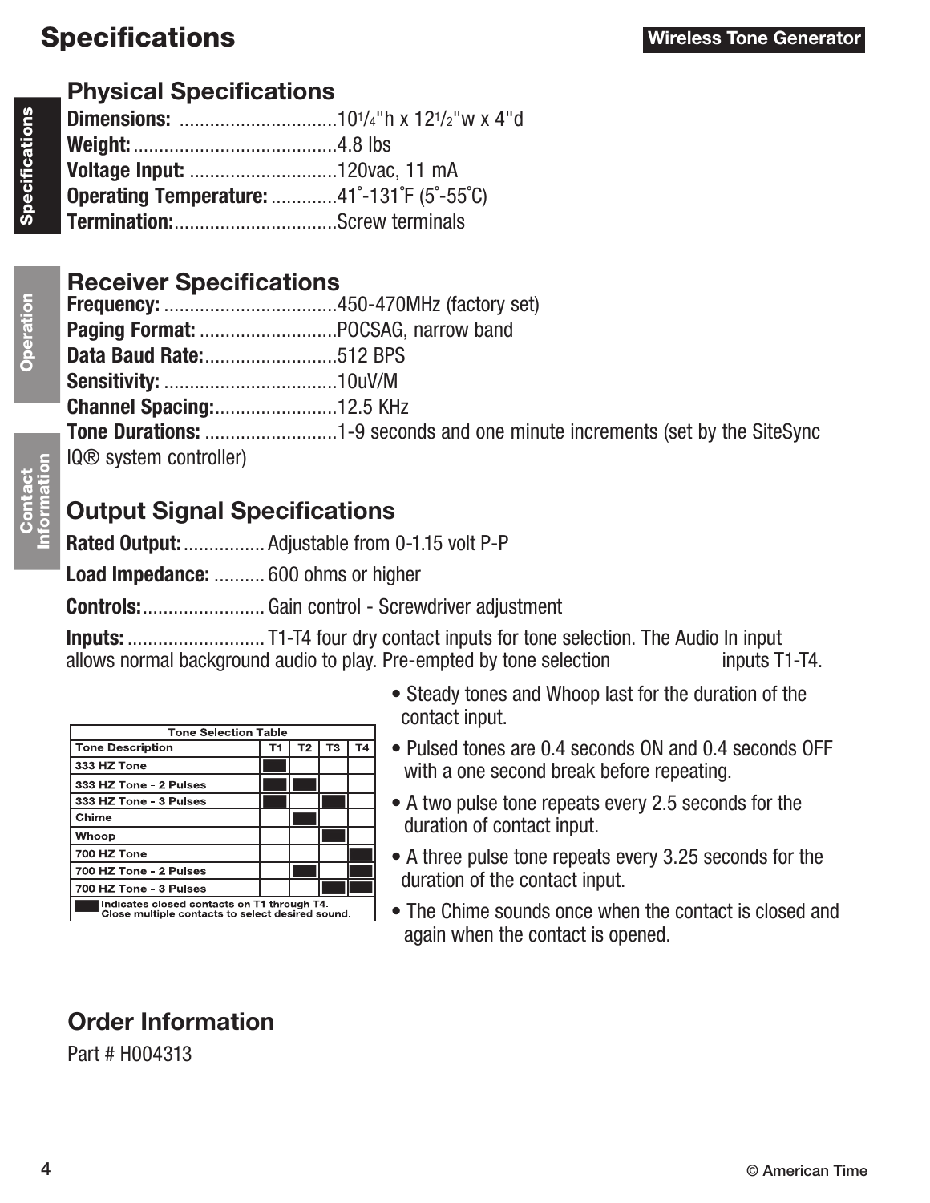# Specifications

## Physical Specifications

**Dimensions:** ...............................10 1/4"h x 12 1/2"w x 4"d
**Weight:**........................................4.8 lbs
**Voltage Input:** .............................120vac, 11 mA
**Operating Temperature:**.............41˚-131˚F (5˚-55˚C)
**Termination:**................................Screw terminals

## Receiver Specifications

**Frequency:** ..................................450-470MHz (factory set)
**Paging Format:** ...........................POCSAG, narrow band
**Data Baud Rate:**..........................512 BPS
**Sensitivity:** ..................................10uV/M
**Channel Spacing:**........................12.5 KHz
**Tone Durations:** ..........................1-9 seconds and one minute increments (set by the SiteSync IQ® system controller)

## Output Signal Specifications

**Rated Output:**................ Adjustable from 0-1.15 volt P-P

**Load Impedance:** .......... 600 ohms or higher

**Controls:**........................ Gain control - Screwdriver adjustment

**Inputs:** ........................... T1-T4 four dry contact inputs for tone selection. The Audio In input allows normal background audio to play. Pre-empted by tone selection inputs T1-T4.

| Tone Description | T1 | T2 | T3 | T4 |
|---|---|---|---|---|
| 333 HZ Tone | ■ | | | |
| 333 HZ Tone - 2 Pulses | ■ | ■ | | |
| 333 HZ Tone - 3 Pulses | ■ | | ■ | |
| Chime | | ■ | | |
| Whoop | | | ■ | |
| 700 HZ Tone | | | | ■ |
| 700 HZ Tone - 2 Pulses | | ■ | | ■ |
| 700 HZ Tone - 3 Pulses | | | ■ | ■ |

Tone Selection Table — ■ Indicates closed contacts on T1 through T4. Close multiple contacts to select desired sound.

- Steady tones and Whoop last for the duration of the contact input.
- Pulsed tones are 0.4 seconds ON and 0.4 seconds OFF with a one second break before repeating.
- A two pulse tone repeats every 2.5 seconds for the duration of contact input.
- A three pulse tone repeats every 3.25 seconds for the duration of the contact input.
- The Chime sounds once when the contact is closed and again when the contact is opened.

## Order Information

Part # H004313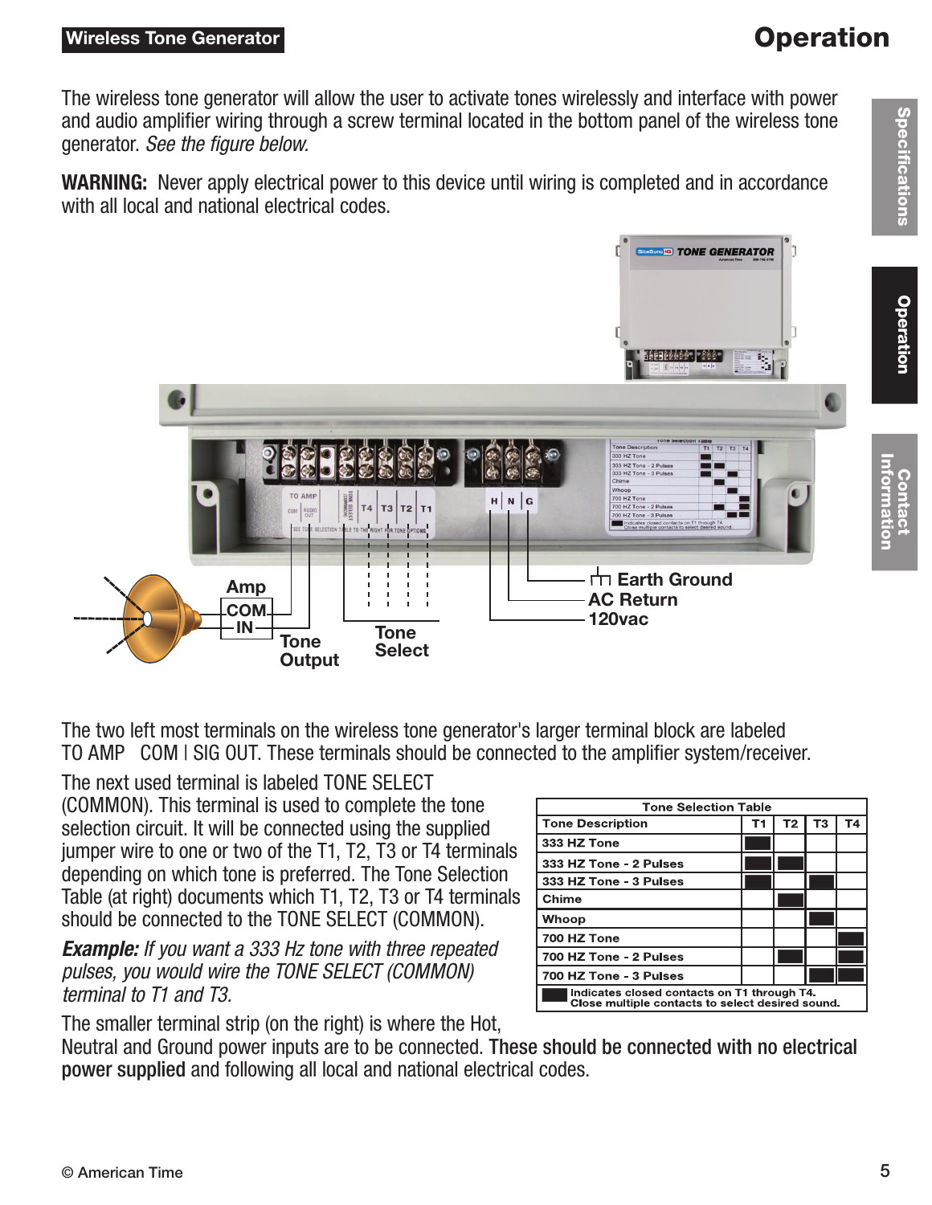## Operation

The wireless tone generator will allow the user to activate tones wirelessly and interface with power and audio amplifier wiring through a screw terminal located in the bottom panel of the wireless tone generator. *See the figure below.*

**WARNING:** Never apply electrical power to this device until wiring is completed and in accordance with all local and national electrical codes.

Amp
COM
IN
Tone Output
Tone Select
Earth Ground
AC Return
120vac

The two left most terminals on the wireless tone generator's larger terminal block are labeled TO AMP COM | SIG OUT. These terminals should be connected to the amplifier system/receiver.

The next used terminal is labeled TONE SELECT (COMMON). This terminal is used to complete the tone selection circuit. It will be connected using the supplied jumper wire to one or two of the T1, T2, T3 or T4 terminals depending on which tone is preferred. The Tone Selection Table (at right) documents which T1, T2, T3 or T4 terminals should be connected to the TONE SELECT (COMMON).

***Example:*** *If you want a 333 Hz tone with three repeated pulses, you would wire the TONE SELECT (COMMON) terminal to T1 and T3.*

**Tone Selection Table**

| Tone Description | T1 | T2 | T3 | T4 |
|---|---|---|---|---|
| 333 HZ Tone | ■ | | | |
| 333 HZ Tone - 2 Pulses | ■ | ■ | | |
| 333 HZ Tone - 3 Pulses | ■ | | ■ | |
| Chime | | ■ | | |
| Whoop | | | ■ | |
| 700 HZ Tone | | | | ■ |
| 700 HZ Tone - 2 Pulses | | ■ | | ■ |
| 700 HZ Tone - 3 Pulses | | | ■ | ■ |

■ Indicates closed contacts on T1 through T4. Close multiple contacts to select desired sound.

The smaller terminal strip (on the right) is where the Hot, Neutral and Ground power inputs are to be connected. These should be connected with no electrical power supplied and following all local and national electrical codes.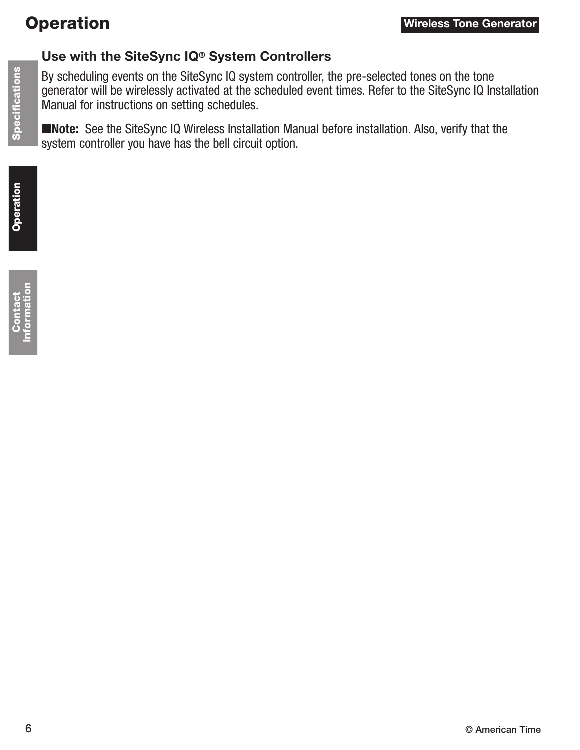# Operation

## Use with the SiteSync IQ® System Controllers

By scheduling events on the SiteSync IQ system controller, the pre-selected tones on the tone generator will be wirelessly activated at the scheduled event times. Refer to the SiteSync IQ Installation Manual for instructions on setting schedules.

■**Note:** See the SiteSync IQ Wireless Installation Manual before installation. Also, verify that the system controller you have has the bell circuit option.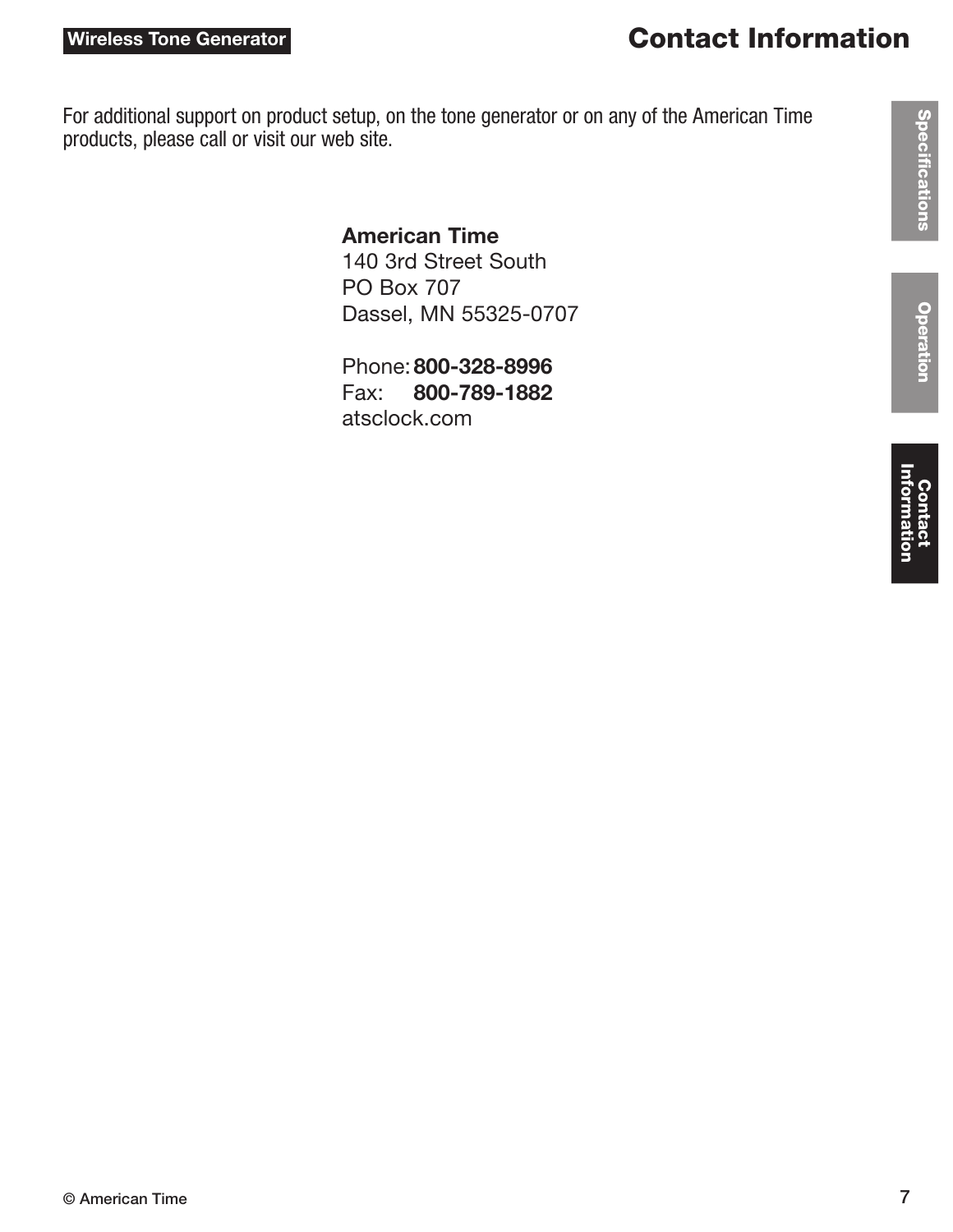# Contact Information

For additional support on product setup, on the tone generator or on any of the American Time products, please call or visit our web site.

**American Time**
140 3rd Street South
PO Box 707
Dassel, MN 55325-0707

Phone: **800-328-8996**
Fax: **800-789-1882**
atsclock.com

© American Time